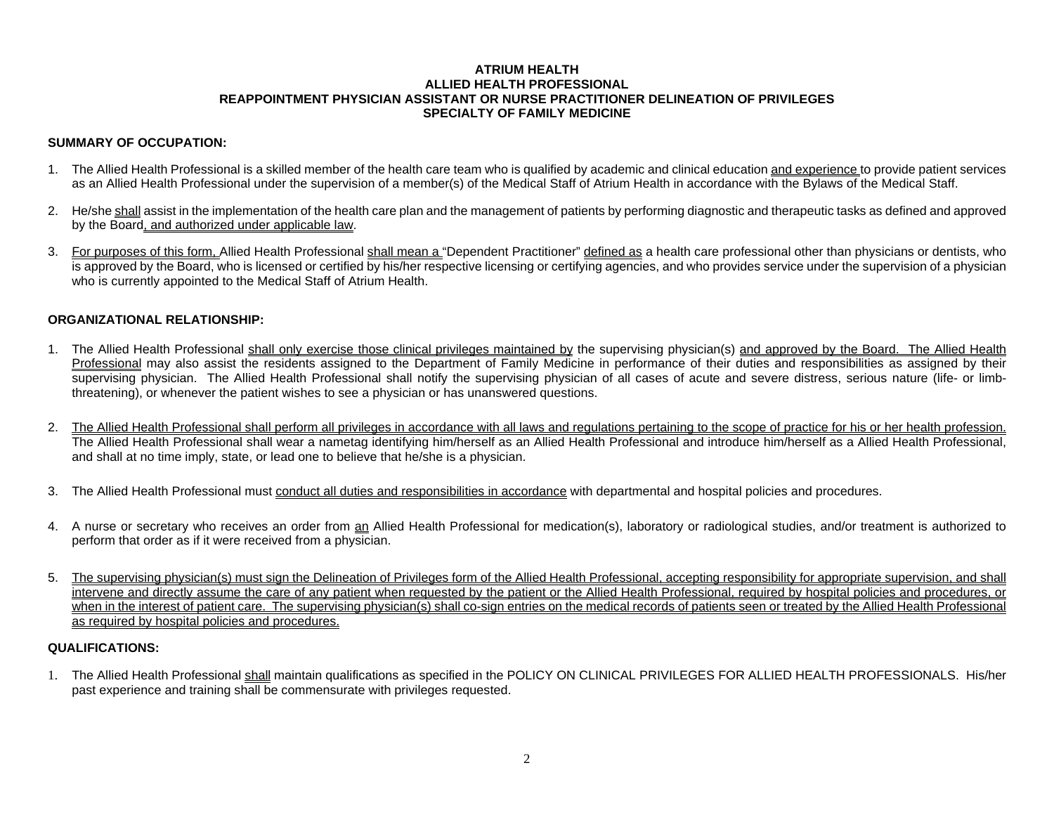**ATRIUM HEALTH**
**ALLIED HEALTH PROFESSIONAL**
**REAPPOINTMENT PHYSICIAN ASSISTANT OR NURSE PRACTITIONER DELINEATION OF PRIVILEGES**
**SPECIALTY OF FAMILY MEDICINE**

**SUMMARY OF OCCUPATION:**

1. The Allied Health Professional is a skilled member of the health care team who is qualified by academic and clinical education and experience to provide patient services as an Allied Health Professional under the supervision of a member(s) of the Medical Staff of Atrium Health in accordance with the Bylaws of the Medical Staff.

2. He/she shall assist in the implementation of the health care plan and the management of patients by performing diagnostic and therapeutic tasks as defined and approved by the Board, and authorized under applicable law.

3. For purposes of this form, Allied Health Professional shall mean a "Dependent Practitioner" defined as a health care professional other than physicians or dentists, who is approved by the Board, who is licensed or certified by his/her respective licensing or certifying agencies, and who provides service under the supervision of a physician who is currently appointed to the Medical Staff of Atrium Health.

**ORGANIZATIONAL RELATIONSHIP:**

1. The Allied Health Professional shall only exercise those clinical privileges maintained by the supervising physician(s) and approved by the Board. The Allied Health Professional may also assist the residents assigned to the Department of Family Medicine in performance of their duties and responsibilities as assigned by their supervising physician. The Allied Health Professional shall notify the supervising physician of all cases of acute and severe distress, serious nature (life- or limb-threatening), or whenever the patient wishes to see a physician or has unanswered questions.

2. The Allied Health Professional shall perform all privileges in accordance with all laws and regulations pertaining to the scope of practice for his or her health profession. The Allied Health Professional shall wear a nametag identifying him/herself as an Allied Health Professional and introduce him/herself as a Allied Health Professional, and shall at no time imply, state, or lead one to believe that he/she is a physician.

3. The Allied Health Professional must conduct all duties and responsibilities in accordance with departmental and hospital policies and procedures.

4. A nurse or secretary who receives an order from an Allied Health Professional for medication(s), laboratory or radiological studies, and/or treatment is authorized to perform that order as if it were received from a physician.

5. The supervising physician(s) must sign the Delineation of Privileges form of the Allied Health Professional, accepting responsibility for appropriate supervision, and shall intervene and directly assume the care of any patient when requested by the patient or the Allied Health Professional, required by hospital policies and procedures, or when in the interest of patient care. The supervising physician(s) shall co-sign entries on the medical records of patients seen or treated by the Allied Health Professional as required by hospital policies and procedures.

**QUALIFICATIONS:**

1. The Allied Health Professional shall maintain qualifications as specified in the POLICY ON CLINICAL PRIVILEGES FOR ALLIED HEALTH PROFESSIONALS. His/her past experience and training shall be commensurate with privileges requested.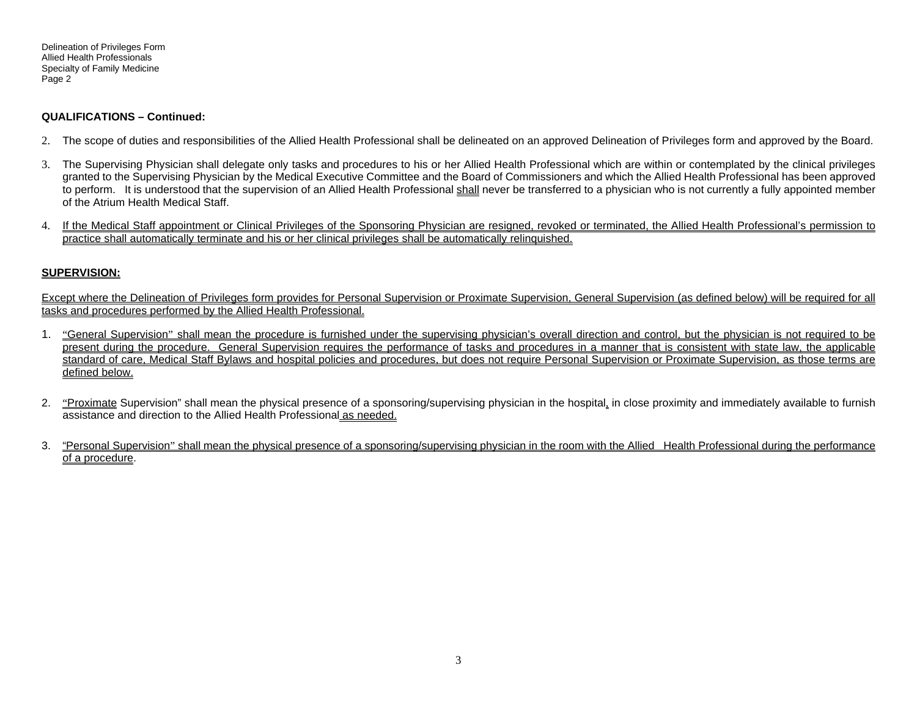**QUALIFICATIONS – Continued:**

2. The scope of duties and responsibilities of the Allied Health Professional shall be delineated on an approved Delineation of Privileges form and approved by the Board.

3. The Supervising Physician shall delegate only tasks and procedures to his or her Allied Health Professional which are within or contemplated by the clinical privileges granted to the Supervising Physician by the Medical Executive Committee and the Board of Commissioners and which the Allied Health Professional has been approved to perform. It is understood that the supervision of an Allied Health Professional shall never be transferred to a physician who is not currently a fully appointed member of the Atrium Health Medical Staff.

4. If the Medical Staff appointment or Clinical Privileges of the Sponsoring Physician are resigned, revoked or terminated, the Allied Health Professional's permission to practice shall automatically terminate and his or her clinical privileges shall be automatically relinquished.

**SUPERVISION:**

Except where the Delineation of Privileges form provides for Personal Supervision or Proximate Supervision, General Supervision (as defined below) will be required for all tasks and procedures performed by the Allied Health Professional.

1. "General Supervision" shall mean the procedure is furnished under the supervising physician's overall direction and control, but the physician is not required to be present during the procedure. General Supervision requires the performance of tasks and procedures in a manner that is consistent with state law, the applicable standard of care, Medical Staff Bylaws and hospital policies and procedures, but does not require Personal Supervision or Proximate Supervision, as those terms are defined below.

2. "Proximate Supervision" shall mean the physical presence of a sponsoring/supervising physician in the hospital, in close proximity and immediately available to furnish assistance and direction to the Allied Health Professional as needed.

3. "Personal Supervision" shall mean the physical presence of a sponsoring/supervising physician in the room with the Allied Health Professional during the performance of a procedure.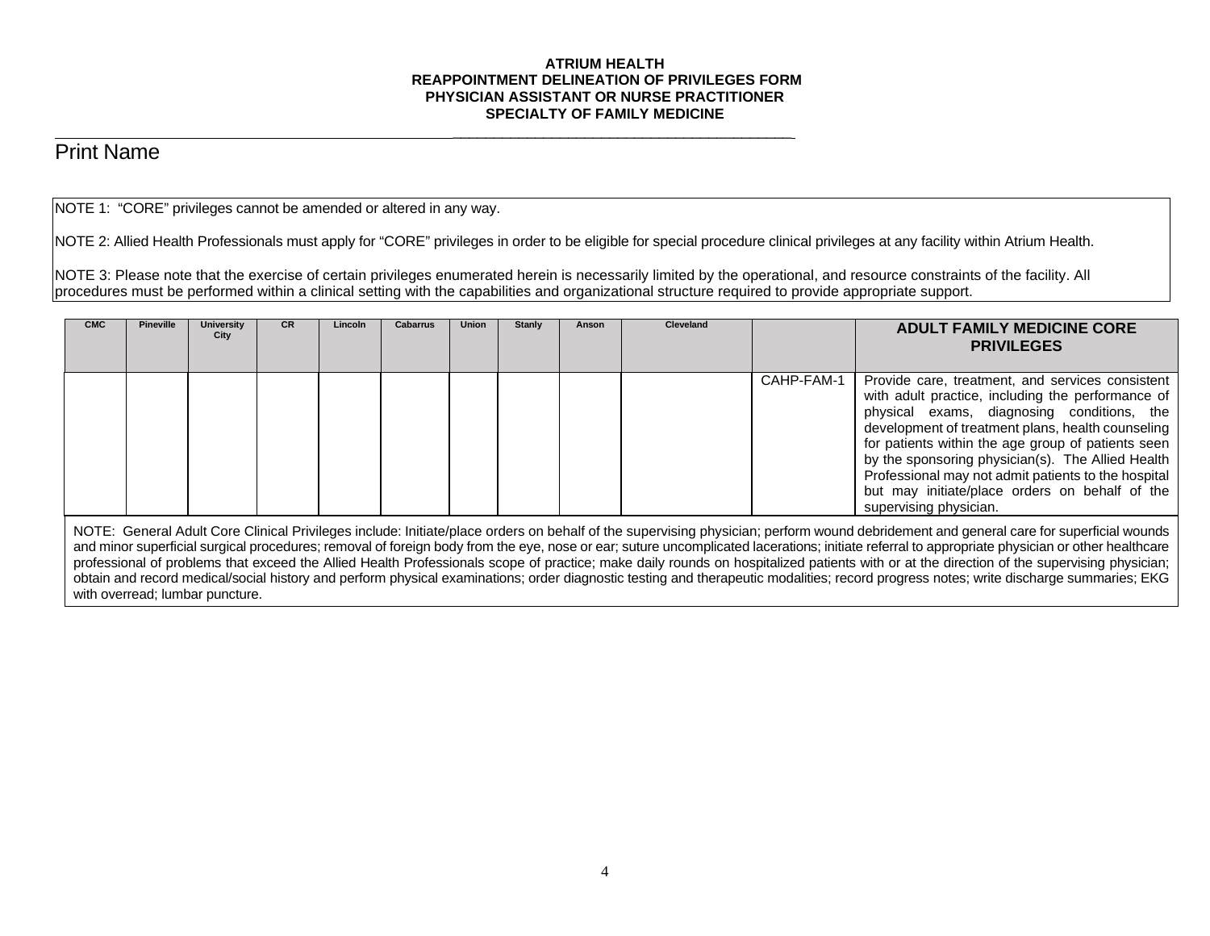**ATRIUM HEALTH**
**REAPPOINTMENT DELINEATION OF PRIVILEGES FORM**
**PHYSICIAN ASSISTANT OR NURSE PRACTITIONER**
**SPECIALTY OF FAMILY MEDICINE**

_________________________________________

Print Name

NOTE 1: "CORE" privileges cannot be amended or altered in any way.

NOTE 2: Allied Health Professionals must apply for "CORE" privileges in order to be eligible for special procedure clinical privileges at any facility within Atrium Health.

NOTE 3: Please note that the exercise of certain privileges enumerated herein is necessarily limited by the operational, and resource constraints of the facility. All procedures must be performed within a clinical setting with the capabilities and organizational structure required to provide appropriate support.

| CMC | Pineville | University City | CR | Lincoln | Cabarrus | Union | Stanly | Anson | Cleveland | | **ADULT FAMILY MEDICINE CORE PRIVILEGES** |
|---|---|---|---|---|---|---|---|---|---|---|---|
| | | | | | | | | | | CAHP-FAM-1 | Provide care, treatment, and services consistent with adult practice, including the performance of physical exams, diagnosing conditions, the development of treatment plans, health counseling for patients within the age group of patients seen by the sponsoring physician(s). The Allied Health Professional may not admit patients to the hospital but may initiate/place orders on behalf of the supervising physician. |

NOTE: General Adult Core Clinical Privileges include: Initiate/place orders on behalf of the supervising physician; perform wound debridement and general care for superficial wounds and minor superficial surgical procedures; removal of foreign body from the eye, nose or ear; suture uncomplicated lacerations; initiate referral to appropriate physician or other healthcare professional of problems that exceed the Allied Health Professionals scope of practice; make daily rounds on hospitalized patients with or at the direction of the supervising physician; obtain and record medical/social history and perform physical examinations; order diagnostic testing and therapeutic modalities; record progress notes; write discharge summaries; EKG with overread; lumbar puncture.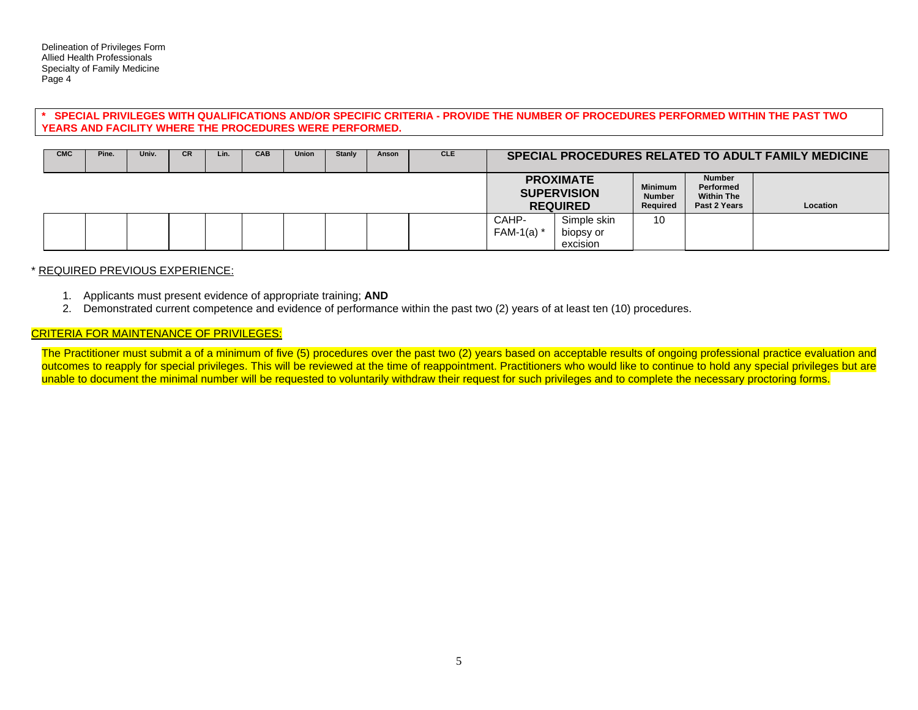Delineation of Privileges Form
Allied Health Professionals
Specialty of Family Medicine
Page 4

**\* SPECIAL PRIVILEGES WITH QUALIFICATIONS AND/OR SPECIFIC CRITERIA - PROVIDE THE NUMBER OF PROCEDURES PERFORMED WITHIN THE PAST TWO YEARS AND FACILITY WHERE THE PROCEDURES WERE PERFORMED.**

| CMC | Pine. | Univ. | CR | Lin. | CAB | Union | Stanly | Anson | CLE | SPECIAL PROCEDURES RELATED TO ADULT FAMILY MEDICINE | | | | |
|---|---|---|---|---|---|---|---|---|---|---|---|---|---|---|
| | | | | | | | | | | PROXIMATE SUPERVISION REQUIRED | | Minimum Number Required | Number Performed Within The Past 2 Years | Location |
| | | | | | | | | | | CAHP-FAM-1(a) * | Simple skin biopsy or excision | 10 | | |

\* REQUIRED PREVIOUS EXPERIENCE:

1. Applicants must present evidence of appropriate training; **AND**
2. Demonstrated current competence and evidence of performance within the past two (2) years of at least ten (10) procedures.

CRITERIA FOR MAINTENANCE OF PRIVILEGES:

The Practitioner must submit a of a minimum of five (5) procedures over the past two (2) years based on acceptable results of ongoing professional practice evaluation and outcomes to reapply for special privileges. This will be reviewed at the time of reappointment. Practitioners who would like to continue to hold any special privileges but are unable to document the minimal number will be requested to voluntarily withdraw their request for such privileges and to complete the necessary proctoring forms.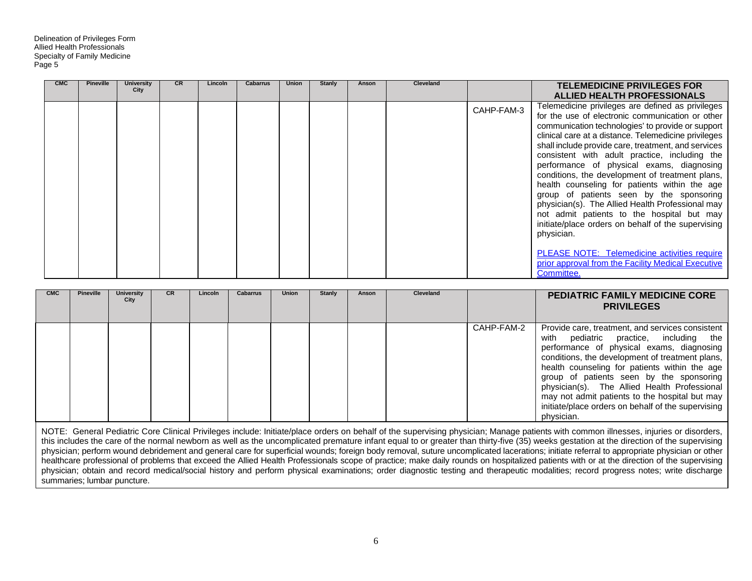| CMC | Pineville | University City | CR | Lincoln | Cabarrus | Union | Stanly | Anson | Cleveland | | **TELEMEDICINE PRIVILEGES FOR ALLIED HEALTH PROFESSIONALS** |
|---|---|---|---|---|---|---|---|---|---|---|---|
| | | | | | | | | | | CAHP-FAM-3 | Telemedicine privileges are defined as privileges for the use of electronic communication or other communication technologies' to provide or support clinical care at a distance. Telemedicine privileges shall include provide care, treatment, and services consistent with adult practice, including the performance of physical exams, diagnosing conditions, the development of treatment plans, health counseling for patients within the age group of patients seen by the sponsoring physician(s). The Allied Health Professional may not admit patients to the hospital but may initiate/place orders on behalf of the supervising physician.<br><br>PLEASE NOTE: Telemedicine activities require prior approval from the Facility Medical Executive Committee. |

| CMC | Pineville | University City | CR | Lincoln | Cabarrus | Union | Stanly | Anson | Cleveland | | **PEDIATRIC FAMILY MEDICINE CORE PRIVILEGES** |
|---|---|---|---|---|---|---|---|---|---|---|---|
| | | | | | | | | | | CAHP-FAM-2 | Provide care, treatment, and services consistent with pediatric practice, including the performance of physical exams, diagnosing conditions, the development of treatment plans, health counseling for patients within the age group of patients seen by the sponsoring physician(s). The Allied Health Professional may not admit patients to the hospital but may initiate/place orders on behalf of the supervising physician. |

NOTE: General Pediatric Core Clinical Privileges include: Initiate/place orders on behalf of the supervising physician; Manage patients with common illnesses, injuries or disorders, this includes the care of the normal newborn as well as the uncomplicated premature infant equal to or greater than thirty-five (35) weeks gestation at the direction of the supervising physician; perform wound debridement and general care for superficial wounds; foreign body removal, suture uncomplicated lacerations; initiate referral to appropriate physician or other healthcare professional of problems that exceed the Allied Health Professionals scope of practice; make daily rounds on hospitalized patients with or at the direction of the supervising physician; obtain and record medical/social history and perform physical examinations; order diagnostic testing and therapeutic modalities; record progress notes; write discharge summaries; lumbar puncture.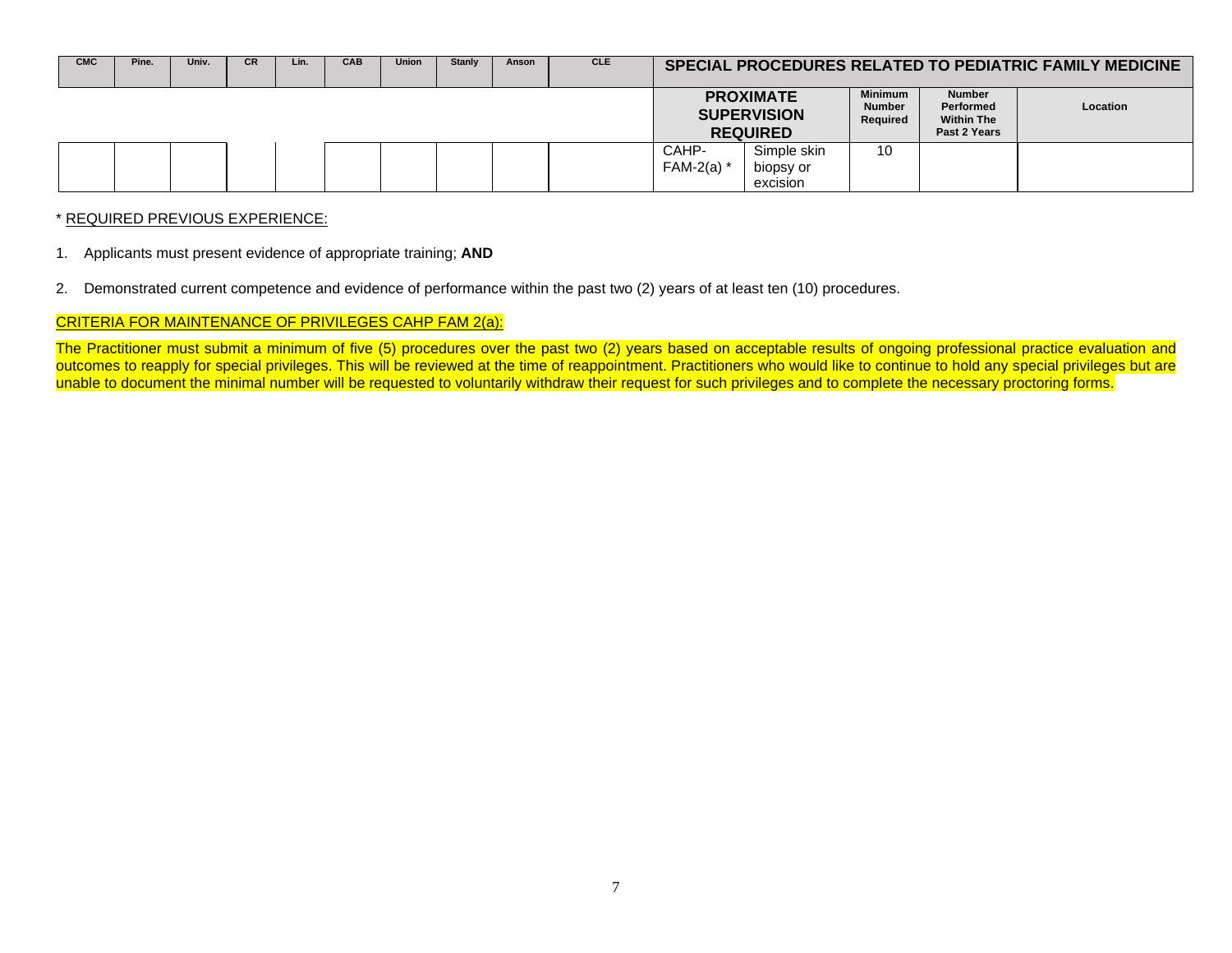| CMC | Pine. | Univ. | CR | Lin. | CAB | Union | Stanly | Anson | CLE | SPECIAL PROCEDURES RELATED TO PEDIATRIC FAMILY MEDICINE | | | | |
|---|---|---|---|---|---|---|---|---|---|---|---|---|---|---|
| | | | | | | | | | | PROXIMATE SUPERVISION REQUIRED | | Minimum Number Required | Number Performed Within The Past 2 Years | Location |
| | | | | | | | | | | CAHP-FAM-2(a) * | Simple skin biopsy or excision | 10 | | |

\* REQUIRED PREVIOUS EXPERIENCE:

1. Applicants must present evidence of appropriate training; **AND**

2. Demonstrated current competence and evidence of performance within the past two (2) years of at least ten (10) procedures.

CRITERIA FOR MAINTENANCE OF PRIVILEGES CAHP FAM 2(a):

The Practitioner must submit a minimum of five (5) procedures over the past two (2) years based on acceptable results of ongoing professional practice evaluation and outcomes to reapply for special privileges. This will be reviewed at the time of reappointment. Practitioners who would like to continue to hold any special privileges but are unable to document the minimal number will be requested to voluntarily withdraw their request for such privileges and to complete the necessary proctoring forms.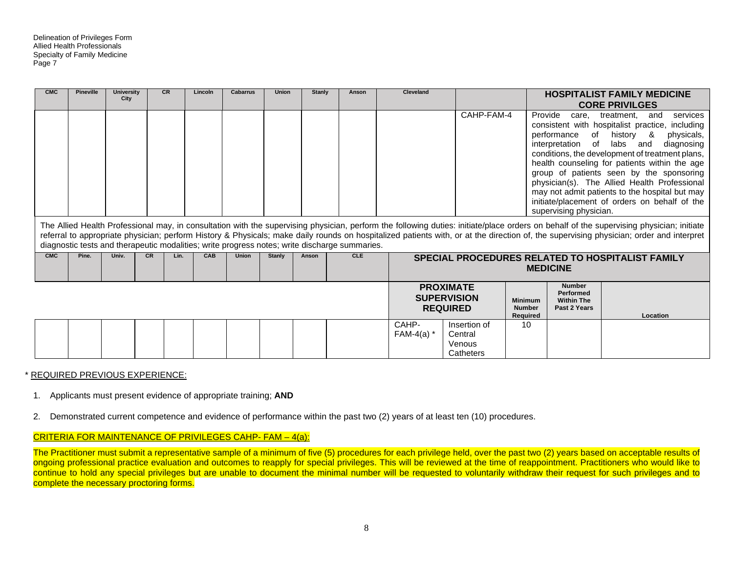Delineation of Privileges Form
Allied Health Professionals
Specialty of Family Medicine
Page 7

| CMC | Pineville | University City | CR | Lincoln | Cabarrus | Union | Stanly | Anson | Cleveland | | HOSPITALIST FAMILY MEDICINE CORE PRIVILGES |
|---|---|---|---|---|---|---|---|---|---|---|---|
| | | | | | | | | | | CAHP-FAM-4 | Provide care, treatment, and services consistent with hospitalist practice, including performance of history & physicals, interpretation of labs and diagnosing conditions, the development of treatment plans, health counseling for patients within the age group of patients seen by the sponsoring physician(s). The Allied Health Professional may not admit patients to the hospital but may initiate/placement of orders on behalf of the supervising physician. |

The Allied Health Professional may, in consultation with the supervising physician, perform the following duties: initiate/place orders on behalf of the supervising physician; initiate referral to appropriate physician; perform History & Physicals; make daily rounds on hospitalized patients with, or at the direction of, the supervising physician; order and interpret diagnostic tests and therapeutic modalities; write progress notes; write discharge summaries.

| CMC | Pine. | Univ. | CR | Lin. | CAB | Union | Stanly | Anson | CLE | SPECIAL PROCEDURES RELATED TO HOSPITALIST FAMILY MEDICINE | | | | |
|---|---|---|---|---|---|---|---|---|---|---|---|---|---|---|
| | | | | | | | | | | PROXIMATE SUPERVISION REQUIRED | | Minimum Number Required | Number Performed Within The Past 2 Years | Location |
| | | | | | | | | | | CAHP-FAM-4(a) * | Insertion of Central Venous Catheters | 10 | | |

\* REQUIRED PREVIOUS EXPERIENCE:

1. Applicants must present evidence of appropriate training; **AND**
2. Demonstrated current competence and evidence of performance within the past two (2) years of at least ten (10) procedures.

CRITERIA FOR MAINTENANCE OF PRIVILEGES CAHP- FAM – 4(a):

The Practitioner must submit a representative sample of a minimum of five (5) procedures for each privilege held, over the past two (2) years based on acceptable results of ongoing professional practice evaluation and outcomes to reapply for special privileges. This will be reviewed at the time of reappointment. Practitioners who would like to continue to hold any special privileges but are unable to document the minimal number will be requested to voluntarily withdraw their request for such privileges and to complete the necessary proctoring forms.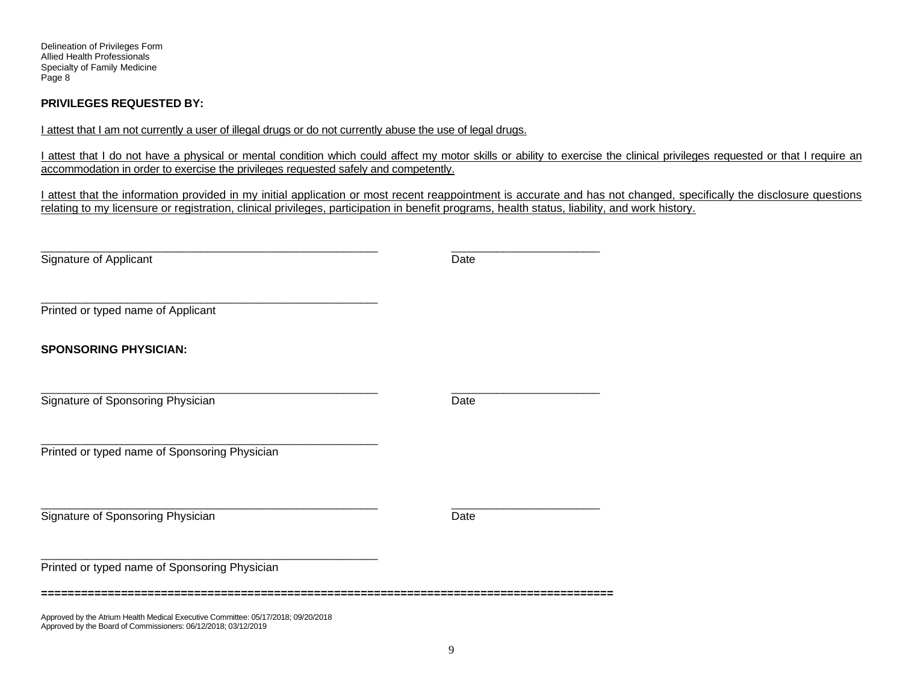**PRIVILEGES REQUESTED BY:**

I attest that I am not currently a user of illegal drugs or do not currently abuse the use of legal drugs.

I attest that I do not have a physical or mental condition which could affect my motor skills or ability to exercise the clinical privileges requested or that I require an accommodation in order to exercise the privileges requested safely and competently.

I attest that the information provided in my initial application or most recent reappointment is accurate and has not changed, specifically the disclosure questions relating to my licensure or registration, clinical privileges, participation in benefit programs, health status, liability, and work history.

\_\_\_\_\_\_\_\_\_\_\_\_\_\_\_\_\_\_\_\_\_\_\_\_\_\_\_\_\_\_\_\_\_\_\_\_\_\_\_\_\_\_\_\_\_\_ \_\_\_\_\_\_\_\_\_\_\_\_\_\_\_\_\_\_\_\_\_
Signature of Applicant Date

\_\_\_\_\_\_\_\_\_\_\_\_\_\_\_\_\_\_\_\_\_\_\_\_\_\_\_\_\_\_\_\_\_\_\_\_\_\_\_\_\_\_\_\_\_\_
Printed or typed name of Applicant

**SPONSORING PHYSICIAN:**

\_\_\_\_\_\_\_\_\_\_\_\_\_\_\_\_\_\_\_\_\_\_\_\_\_\_\_\_\_\_\_\_\_\_\_\_\_\_\_\_\_\_\_\_\_\_ \_\_\_\_\_\_\_\_\_\_\_\_\_\_\_\_\_\_\_\_\_
Signature of Sponsoring Physician Date

\_\_\_\_\_\_\_\_\_\_\_\_\_\_\_\_\_\_\_\_\_\_\_\_\_\_\_\_\_\_\_\_\_\_\_\_\_\_\_\_\_\_\_\_\_\_
Printed or typed name of Sponsoring Physician

\_\_\_\_\_\_\_\_\_\_\_\_\_\_\_\_\_\_\_\_\_\_\_\_\_\_\_\_\_\_\_\_\_\_\_\_\_\_\_\_\_\_\_\_\_\_ \_\_\_\_\_\_\_\_\_\_\_\_\_\_\_\_\_\_\_\_\_
Signature of Sponsoring Physician Date

\_\_\_\_\_\_\_\_\_\_\_\_\_\_\_\_\_\_\_\_\_\_\_\_\_\_\_\_\_\_\_\_\_\_\_\_\_\_\_\_\_\_\_\_\_\_
Printed or typed name of Sponsoring Physician

==================================================================================

Approved by the Atrium Health Medical Executive Committee: 05/17/2018; 09/20/2018
Approved by the Board of Commissioners: 06/12/2018; 03/12/2019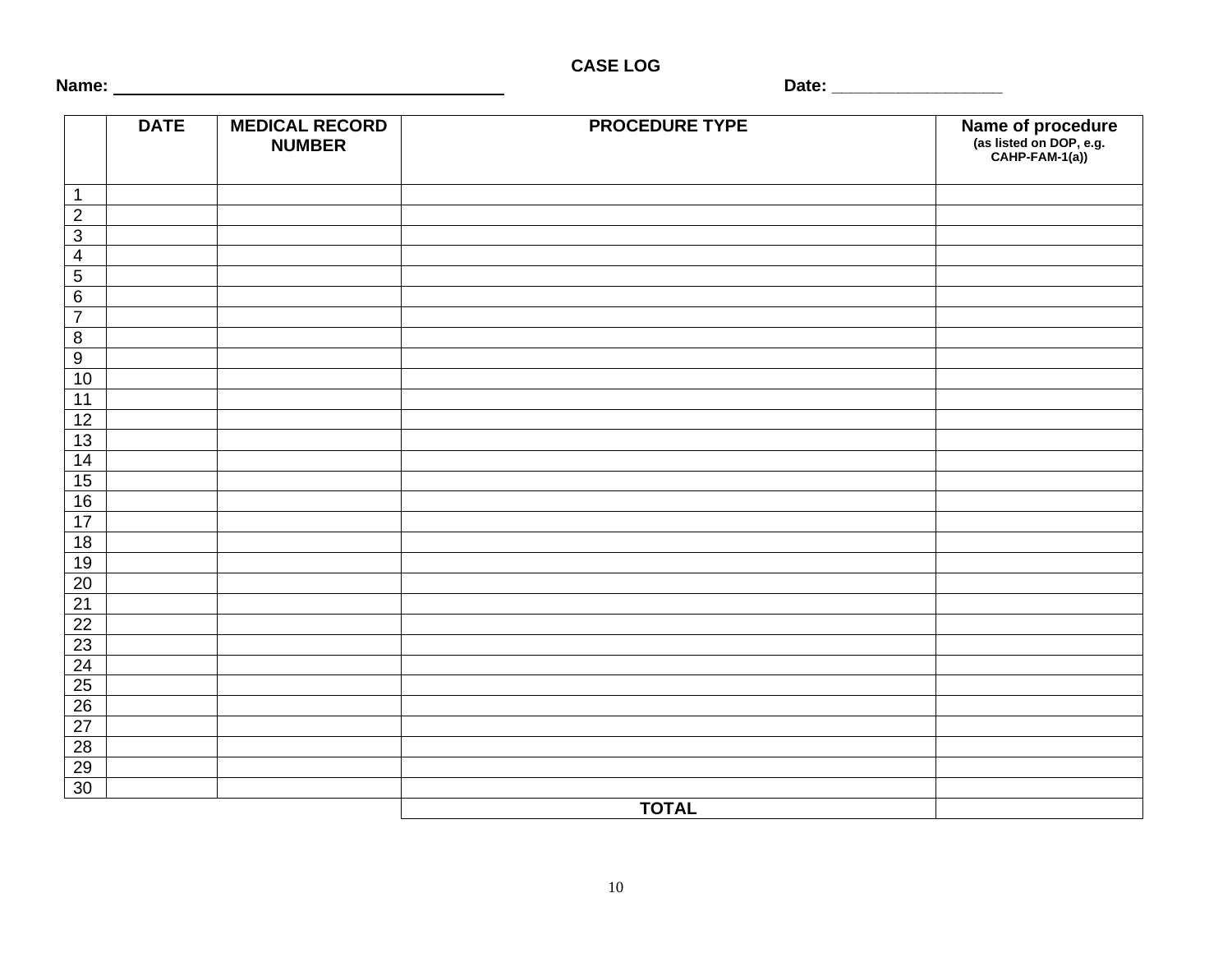# CASE LOG

**Name:** ________________________________________ **Date:** _________________

| | DATE | MEDICAL RECORD NUMBER | PROCEDURE TYPE | Name of procedure (as listed on DOP, e.g. CAHP-FAM-1(a)) |
|---|---|---|---|---|
| 1 | | | | |
| 2 | | | | |
| 3 | | | | |
| 4 | | | | |
| 5 | | | | |
| 6 | | | | |
| 7 | | | | |
| 8 | | | | |
| 9 | | | | |
| 10 | | | | |
| 11 | | | | |
| 12 | | | | |
| 13 | | | | |
| 14 | | | | |
| 15 | | | | |
| 16 | | | | |
| 17 | | | | |
| 18 | | | | |
| 19 | | | | |
| 20 | | | | |
| 21 | | | | |
| 22 | | | | |
| 23 | | | | |
| 24 | | | | |
| 25 | | | | |
| 26 | | | | |
| 27 | | | | |
| 28 | | | | |
| 29 | | | | |
| 30 | | | | |
| | | | **TOTAL** | |